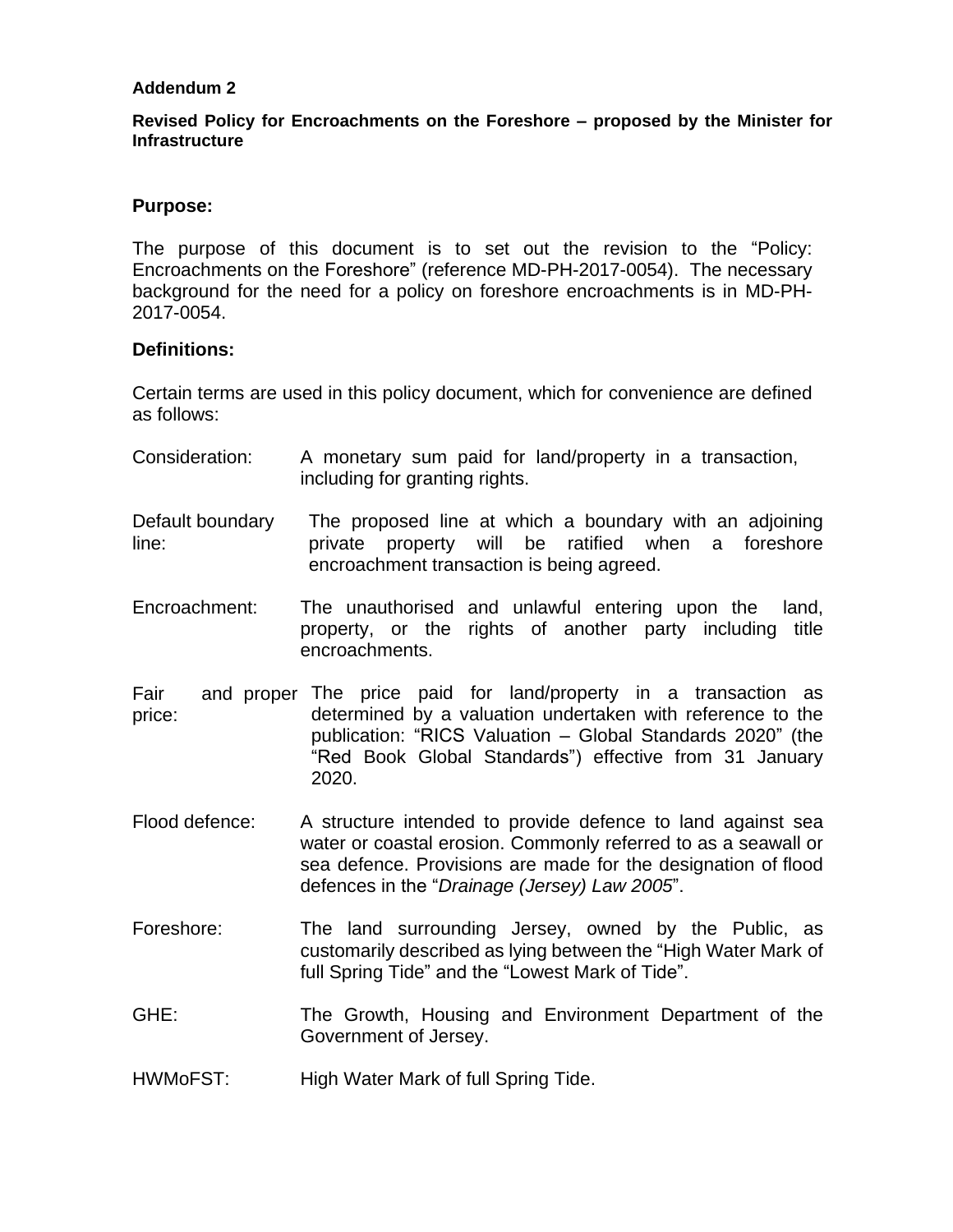**Addendum 2**

**Revised Policy for Encroachments on the Foreshore – proposed by the Minister for Infrastructure**

## Purpose:

The purpose of this document is to set out the revision to the "Policy: Encroachments on the Foreshore" (reference MD-PH-2017-0054). The necessary background for the need for a policy on foreshore encroachments is in MD-PH-2017-0054.

## Definitions:

Certain terms are used in this policy document, which for convenience are defined as follows:

| Term | Definition |
| --- | --- |
| Consideration: | A monetary sum paid for land/property in a transaction, including for granting rights. |
| Default boundary line: | The proposed line at which a boundary with an adjoining private property will be ratified when a foreshore encroachment transaction is being agreed. |
| Encroachment: | The unauthorised and unlawful entering upon the land, property, or the rights of another party including title encroachments. |
| Fair and proper price: | The price paid for land/property in a transaction as determined by a valuation undertaken with reference to the publication: "RICS Valuation – Global Standards 2020" (the "Red Book Global Standards") effective from 31 January 2020. |
| Flood defence: | A structure intended to provide defence to land against sea water or coastal erosion. Commonly referred to as a seawall or sea defence. Provisions are made for the designation of flood defences in the "*Drainage (Jersey) Law 2005*". |
| Foreshore: | The land surrounding Jersey, owned by the Public, as customarily described as lying between the "High Water Mark of full Spring Tide" and the "Lowest Mark of Tide". |
| GHE: | The Growth, Housing and Environment Department of the Government of Jersey. |
| HWMoFST: | High Water Mark of full Spring Tide. |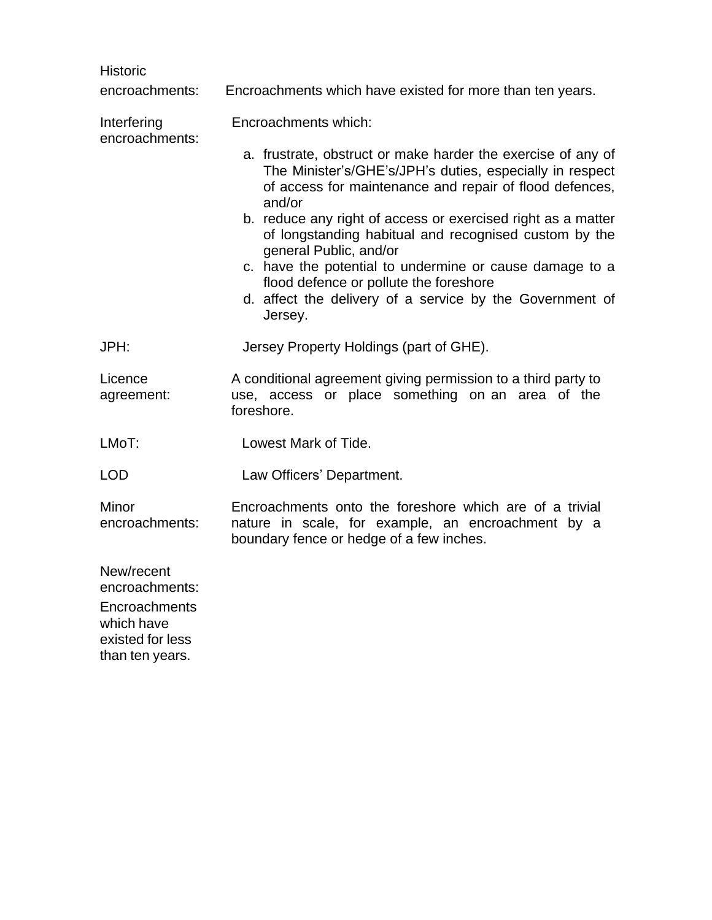**Historic encroachments:** Encroachments which have existed for more than ten years.

**Interfering encroachments:** Encroachments which:

a. frustrate, obstruct or make harder the exercise of any of The Minister's/GHE's/JPH's duties, especially in respect of access for maintenance and repair of flood defences, and/or
b. reduce any right of access or exercised right as a matter of longstanding habitual and recognised custom by the general Public, and/or
c. have the potential to undermine or cause damage to a flood defence or pollute the foreshore
d. affect the delivery of a service by the Government of Jersey.

**JPH:** Jersey Property Holdings (part of GHE).

**Licence agreement:** A conditional agreement giving permission to a third party to use, access or place something on an area of the foreshore.

**LMoT:** Lowest Mark of Tide.

**LOD** Law Officers' Department.

**Minor encroachments:** Encroachments onto the foreshore which are of a trivial nature in scale, for example, an encroachment by a boundary fence or hedge of a few inches.

**New/recent encroachments:** Encroachments which have existed for less than ten years.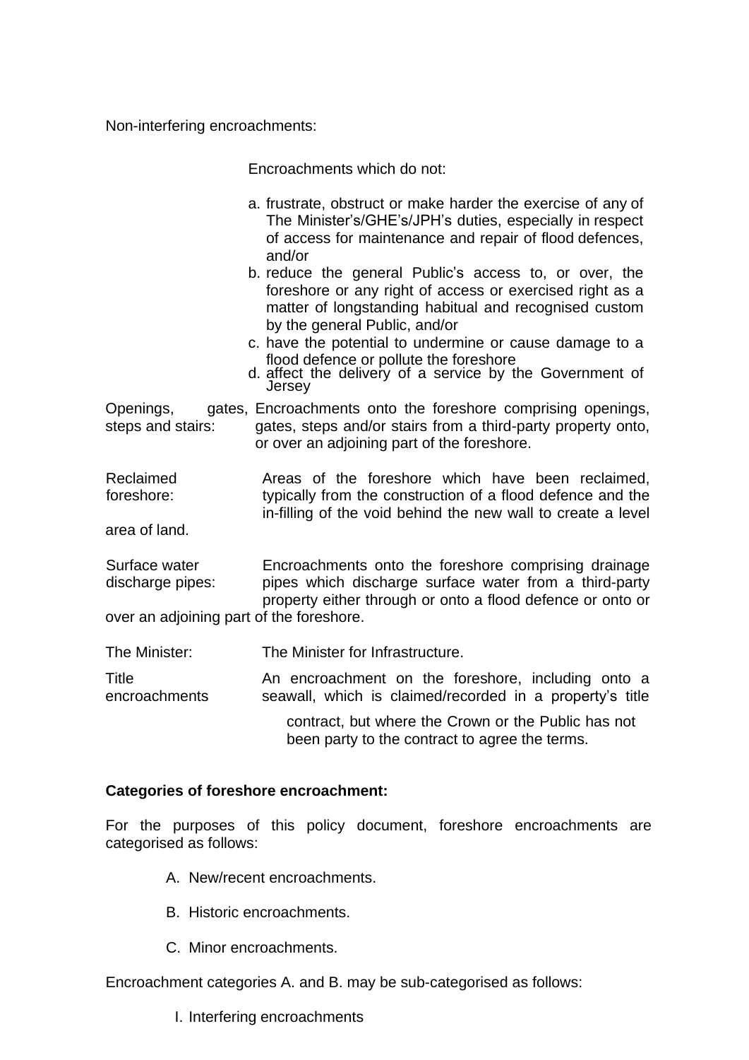Non-interfering encroachments:

Encroachments which do not:

a. frustrate, obstruct or make harder the exercise of any of The Minister's/GHE's/JPH's duties, especially in respect of access for maintenance and repair of flood defences, and/or
b. reduce the general Public's access to, or over, the foreshore or any right of access or exercised right as a matter of longstanding habitual and recognised custom by the general Public, and/or
c. have the potential to undermine or cause damage to a flood defence or pollute the foreshore
d. affect the delivery of a service by the Government of Jersey

Openings, gates, steps and stairs: Encroachments onto the foreshore comprising openings, gates, steps and/or stairs from a third-party property onto, or over an adjoining part of the foreshore.

Reclaimed foreshore: Areas of the foreshore which have been reclaimed, typically from the construction of a flood defence and the in-filling of the void behind the new wall to create a level area of land.

Surface water discharge pipes: Encroachments onto the foreshore comprising drainage pipes which discharge surface water from a third-party property either through or onto a flood defence or onto or over an adjoining part of the foreshore.

The Minister: The Minister for Infrastructure.

Title encroachments: An encroachment on the foreshore, including onto a seawall, which is claimed/recorded in a property's title contract, but where the Crown or the Public has not been party to the contract to agree the terms.

**Categories of foreshore encroachment:**

For the purposes of this policy document, foreshore encroachments are categorised as follows:

A. New/recent encroachments.

B. Historic encroachments.

C. Minor encroachments.

Encroachment categories A. and B. may be sub-categorised as follows:

I. Interfering encroachments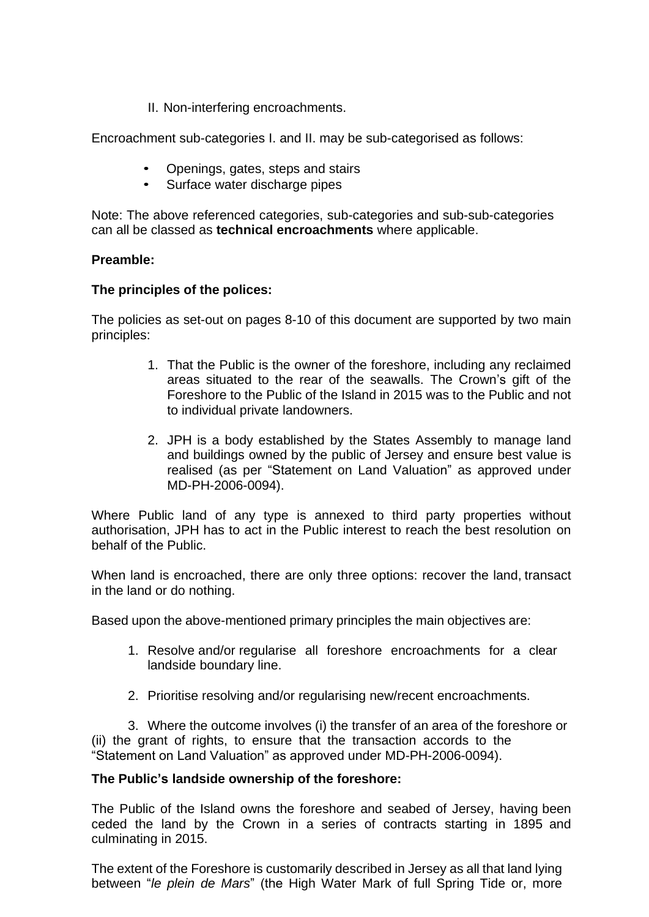II. Non-interfering encroachments.

Encroachment sub-categories I. and II. may be sub-categorised as follows:

- Openings, gates, steps and stairs
- Surface water discharge pipes

Note: The above referenced categories, sub-categories and sub-sub-categories can all be classed as **technical encroachments** where applicable.

**Preamble:**

**The principles of the polices:**

The policies as set-out on pages 8-10 of this document are supported by two main principles:

1. That the Public is the owner of the foreshore, including any reclaimed areas situated to the rear of the seawalls. The Crown's gift of the Foreshore to the Public of the Island in 2015 was to the Public and not to individual private landowners.

2. JPH is a body established by the States Assembly to manage land and buildings owned by the public of Jersey and ensure best value is realised (as per "Statement on Land Valuation" as approved under MD-PH-2006-0094).

Where Public land of any type is annexed to third party properties without authorisation, JPH has to act in the Public interest to reach the best resolution on behalf of the Public.

When land is encroached, there are only three options: recover the land, transact in the land or do nothing.

Based upon the above-mentioned primary principles the main objectives are:

1. Resolve and/or regularise all foreshore encroachments for a clear landside boundary line.

2. Prioritise resolving and/or regularising new/recent encroachments.

3. Where the outcome involves (i) the transfer of an area of the foreshore or (ii) the grant of rights, to ensure that the transaction accords to the "Statement on Land Valuation" as approved under MD-PH-2006-0094).

**The Public's landside ownership of the foreshore:**

The Public of the Island owns the foreshore and seabed of Jersey, having been ceded the land by the Crown in a series of contracts starting in 1895 and culminating in 2015.

The extent of the Foreshore is customarily described in Jersey as all that land lying between "*le plein de Mars*" (the High Water Mark of full Spring Tide or, more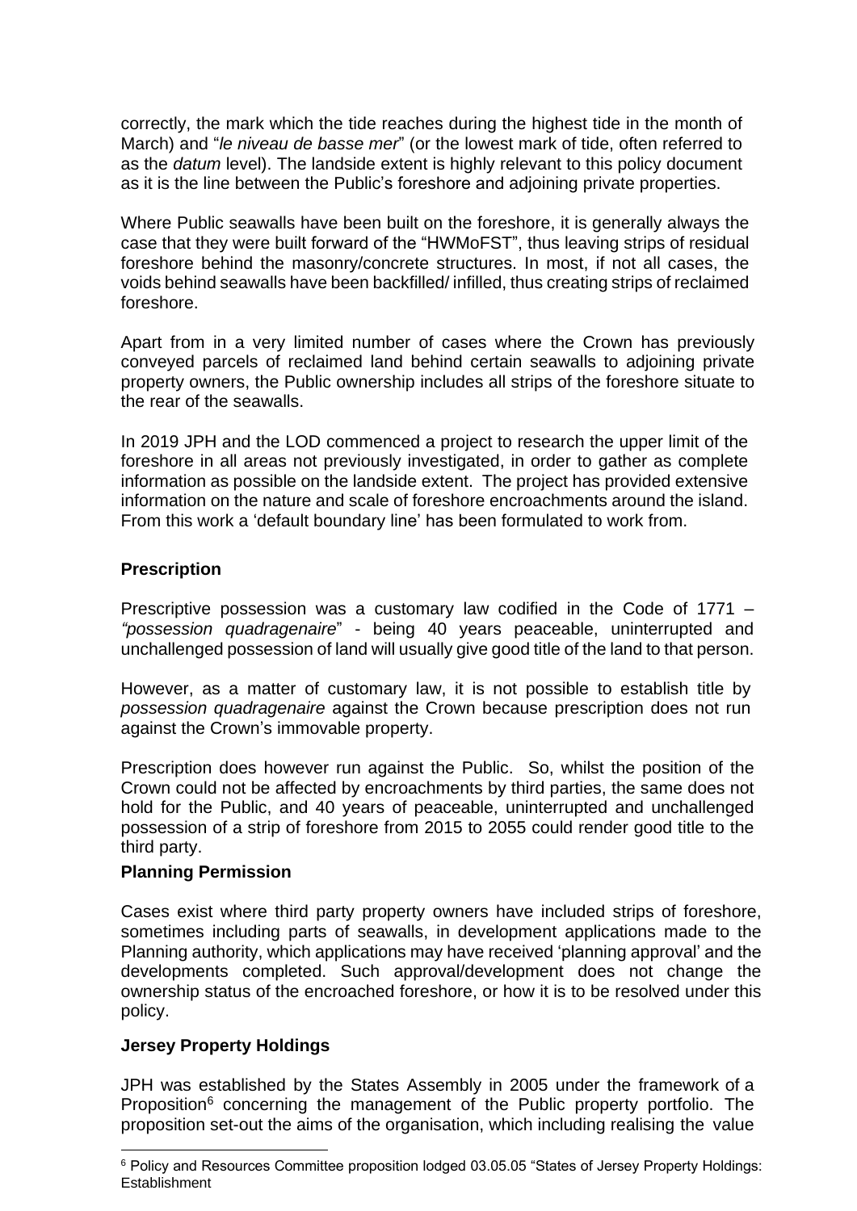correctly, the mark which the tide reaches during the highest tide in the month of March) and "*le niveau de basse mer*" (or the lowest mark of tide, often referred to as the *datum* level). The landside extent is highly relevant to this policy document as it is the line between the Public's foreshore and adjoining private properties.

Where Public seawalls have been built on the foreshore, it is generally always the case that they were built forward of the "HWMoFST", thus leaving strips of residual foreshore behind the masonry/concrete structures. In most, if not all cases, the voids behind seawalls have been backfilled/ infilled, thus creating strips of reclaimed foreshore.

Apart from in a very limited number of cases where the Crown has previously conveyed parcels of reclaimed land behind certain seawalls to adjoining private property owners, the Public ownership includes all strips of the foreshore situate to the rear of the seawalls.

In 2019 JPH and the LOD commenced a project to research the upper limit of the foreshore in all areas not previously investigated, in order to gather as complete information as possible on the landside extent. The project has provided extensive information on the nature and scale of foreshore encroachments around the island. From this work a 'default boundary line' has been formulated to work from.

**Prescription**

Prescriptive possession was a customary law codified in the Code of 1771 – *"possession quadragenaire*" - being 40 years peaceable, uninterrupted and unchallenged possession of land will usually give good title of the land to that person.

However, as a matter of customary law, it is not possible to establish title by *possession quadragenaire* against the Crown because prescription does not run against the Crown's immovable property.

Prescription does however run against the Public. So, whilst the position of the Crown could not be affected by encroachments by third parties, the same does not hold for the Public, and 40 years of peaceable, uninterrupted and unchallenged possession of a strip of foreshore from 2015 to 2055 could render good title to the third party.

**Planning Permission**

Cases exist where third party property owners have included strips of foreshore, sometimes including parts of seawalls, in development applications made to the Planning authority, which applications may have received 'planning approval' and the developments completed. Such approval/development does not change the ownership status of the encroached foreshore, or how it is to be resolved under this policy.

**Jersey Property Holdings**

JPH was established by the States Assembly in 2005 under the framework of a Proposition[6] concerning the management of the Public property portfolio. The proposition set-out the aims of the organisation, which including realising the value

[6] Policy and Resources Committee proposition lodged 03.05.05 "States of Jersey Property Holdings: Establishment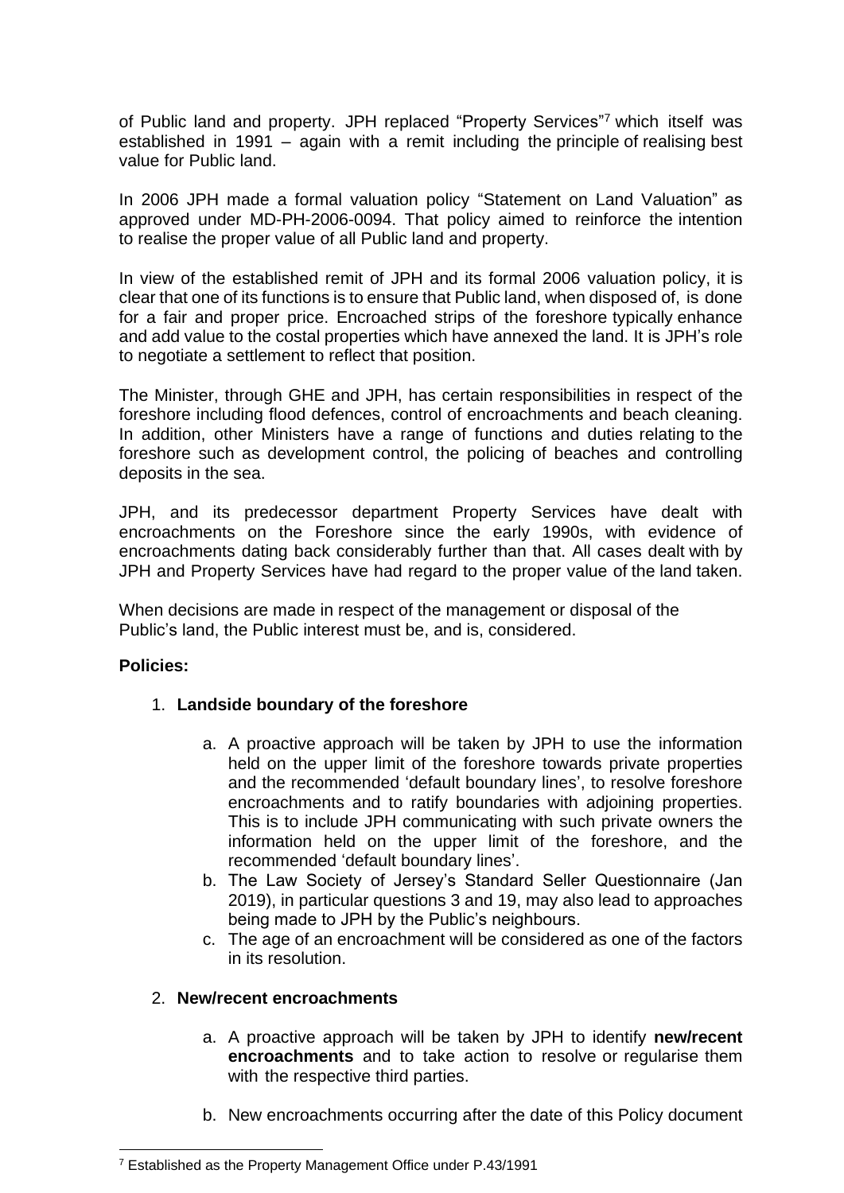of Public land and property. JPH replaced "Property Services"[7] which itself was established in 1991 – again with a remit including the principle of realising best value for Public land.

In 2006 JPH made a formal valuation policy "Statement on Land Valuation" as approved under MD-PH-2006-0094. That policy aimed to reinforce the intention to realise the proper value of all Public land and property.

In view of the established remit of JPH and its formal 2006 valuation policy, it is clear that one of its functions is to ensure that Public land, when disposed of, is done for a fair and proper price. Encroached strips of the foreshore typically enhance and add value to the costal properties which have annexed the land. It is JPH's role to negotiate a settlement to reflect that position.

The Minister, through GHE and JPH, has certain responsibilities in respect of the foreshore including flood defences, control of encroachments and beach cleaning. In addition, other Ministers have a range of functions and duties relating to the foreshore such as development control, the policing of beaches and controlling deposits in the sea.

JPH, and its predecessor department Property Services have dealt with encroachments on the Foreshore since the early 1990s, with evidence of encroachments dating back considerably further than that. All cases dealt with by JPH and Property Services have had regard to the proper value of the land taken.

When decisions are made in respect of the management or disposal of the Public's land, the Public interest must be, and is, considered.

**Policies:**

1. **Landside boundary of the foreshore**

    a. A proactive approach will be taken by JPH to use the information held on the upper limit of the foreshore towards private properties and the recommended 'default boundary lines', to resolve foreshore encroachments and to ratify boundaries with adjoining properties. This is to include JPH communicating with such private owners the information held on the upper limit of the foreshore, and the recommended 'default boundary lines'.
    b. The Law Society of Jersey's Standard Seller Questionnaire (Jan 2019), in particular questions 3 and 19, may also lead to approaches being made to JPH by the Public's neighbours.
    c. The age of an encroachment will be considered as one of the factors in its resolution.

2. **New/recent encroachments**

    a. A proactive approach will be taken by JPH to identify **new/recent encroachments** and to take action to resolve or regularise them with the respective third parties.

    b. New encroachments occurring after the date of this Policy document

[7] Established as the Property Management Office under P.43/1991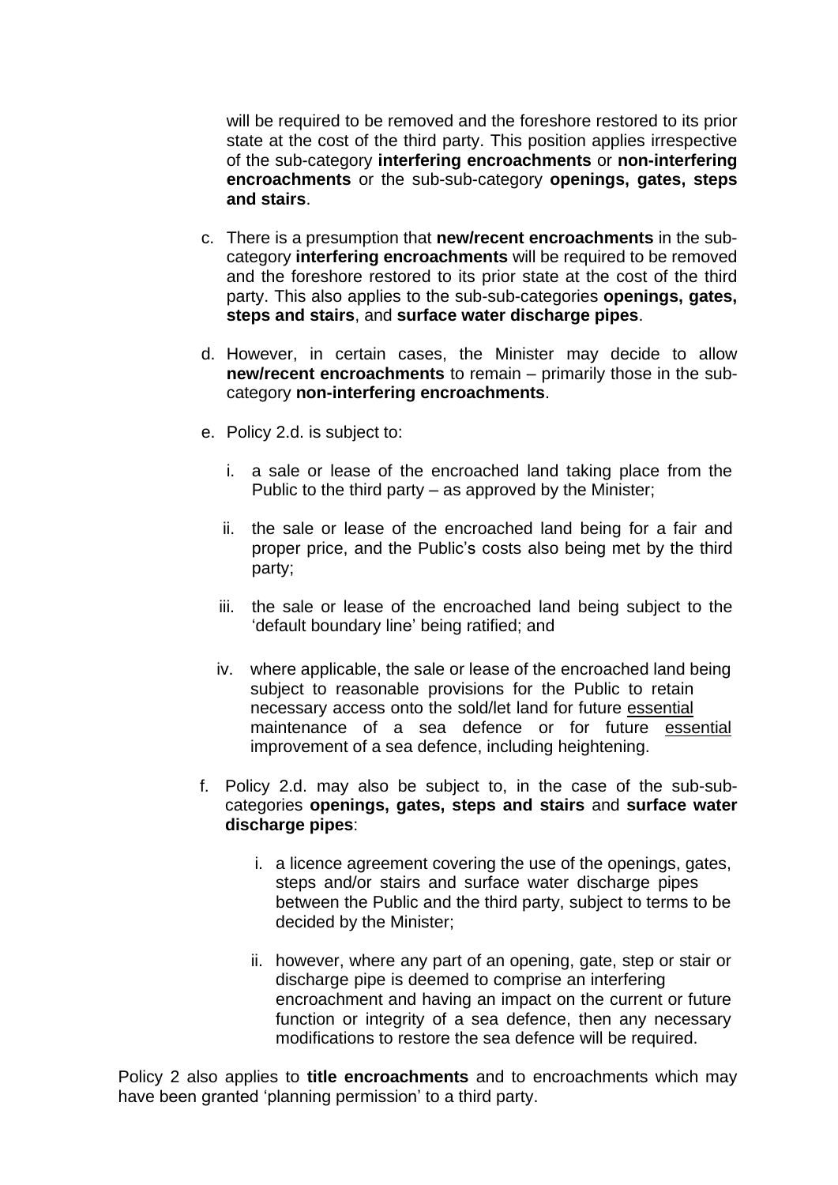will be required to be removed and the foreshore restored to its prior state at the cost of the third party. This position applies irrespective of the sub-category **interfering encroachments** or **non-interfering encroachments** or the sub-sub-category **openings, gates, steps and stairs**.

c. There is a presumption that **new/recent encroachments** in the sub-category **interfering encroachments** will be required to be removed and the foreshore restored to its prior state at the cost of the third party. This also applies to the sub-sub-categories **openings, gates, steps and stairs**, and **surface water discharge pipes**.

d. However, in certain cases, the Minister may decide to allow **new/recent encroachments** to remain – primarily those in the sub-category **non-interfering encroachments**.

e. Policy 2.d. is subject to:

   i. a sale or lease of the encroached land taking place from the Public to the third party – as approved by the Minister;

   ii. the sale or lease of the encroached land being for a fair and proper price, and the Public's costs also being met by the third party;

   iii. the sale or lease of the encroached land being subject to the 'default boundary line' being ratified; and

   iv. where applicable, the sale or lease of the encroached land being subject to reasonable provisions for the Public to retain necessary access onto the sold/let land for future <u>essential</u> maintenance of a sea defence or for future <u>essential</u> improvement of a sea defence, including heightening.

f. Policy 2.d. may also be subject to, in the case of the sub-sub-categories **openings, gates, steps and stairs** and **surface water discharge pipes**:

   i. a licence agreement covering the use of the openings, gates, steps and/or stairs and surface water discharge pipes between the Public and the third party, subject to terms to be decided by the Minister;

   ii. however, where any part of an opening, gate, step or stair or discharge pipe is deemed to comprise an interfering encroachment and having an impact on the current or future function or integrity of a sea defence, then any necessary modifications to restore the sea defence will be required.

Policy 2 also applies to **title encroachments** and to encroachments which may have been granted 'planning permission' to a third party.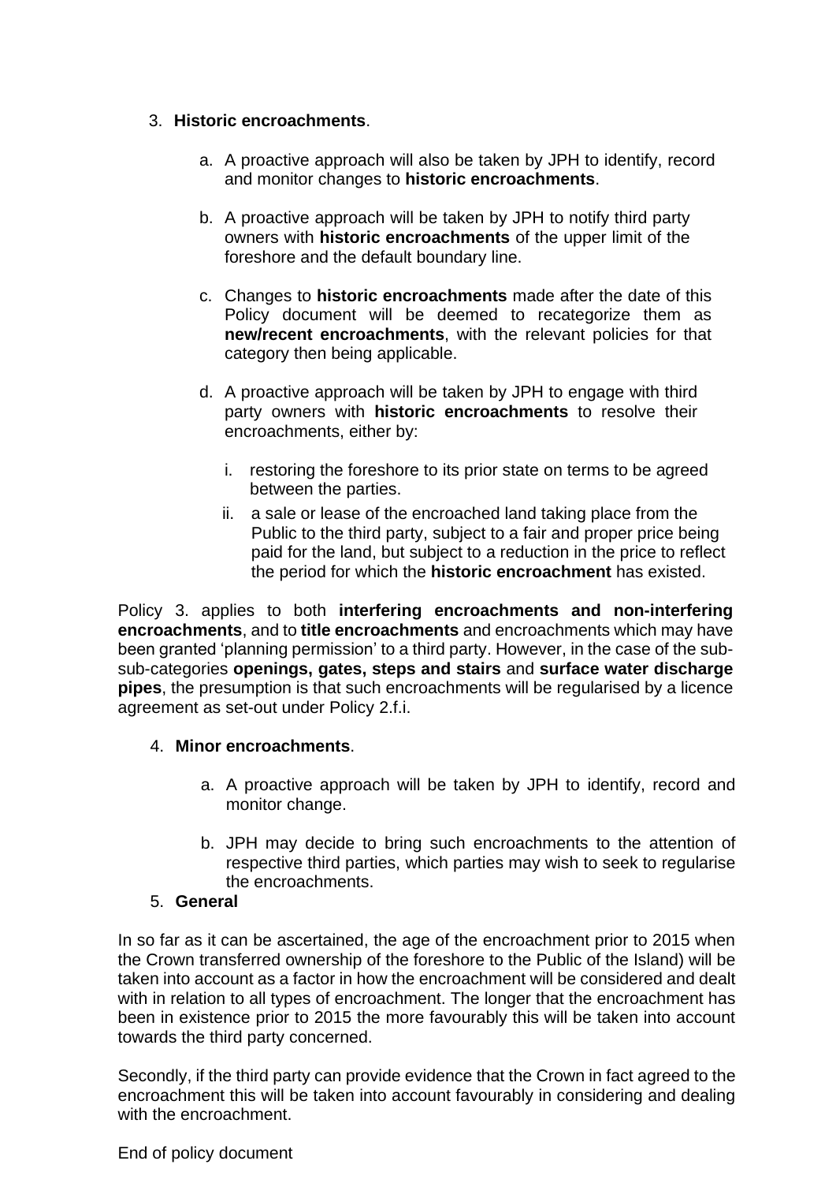3. **Historic encroachments**.

    a. A proactive approach will also be taken by JPH to identify, record and monitor changes to **historic encroachments**.

    b. A proactive approach will be taken by JPH to notify third party owners with **historic encroachments** of the upper limit of the foreshore and the default boundary line.

    c. Changes to **historic encroachments** made after the date of this Policy document will be deemed to recategorize them as **new/recent encroachments**, with the relevant policies for that category then being applicable.

    d. A proactive approach will be taken by JPH to engage with third party owners with **historic encroachments** to resolve their encroachments, either by:

        i. restoring the foreshore to its prior state on terms to be agreed between the parties.
        ii. a sale or lease of the encroached land taking place from the Public to the third party, subject to a fair and proper price being paid for the land, but subject to a reduction in the price to reflect the period for which the **historic encroachment** has existed.

Policy 3. applies to both **interfering encroachments and non-interfering encroachments**, and to **title encroachments** and encroachments which may have been granted 'planning permission' to a third party. However, in the case of the sub-sub-categories **openings, gates, steps and stairs** and **surface water discharge pipes**, the presumption is that such encroachments will be regularised by a licence agreement as set-out under Policy 2.f.i.

4. **Minor encroachments**.

    a. A proactive approach will be taken by JPH to identify, record and monitor change.

    b. JPH may decide to bring such encroachments to the attention of respective third parties, which parties may wish to seek to regularise the encroachments.

5. **General**

In so far as it can be ascertained, the age of the encroachment prior to 2015 when the Crown transferred ownership of the foreshore to the Public of the Island) will be taken into account as a factor in how the encroachment will be considered and dealt with in relation to all types of encroachment. The longer that the encroachment has been in existence prior to 2015 the more favourably this will be taken into account towards the third party concerned.

Secondly, if the third party can provide evidence that the Crown in fact agreed to the encroachment this will be taken into account favourably in considering and dealing with the encroachment.

End of policy document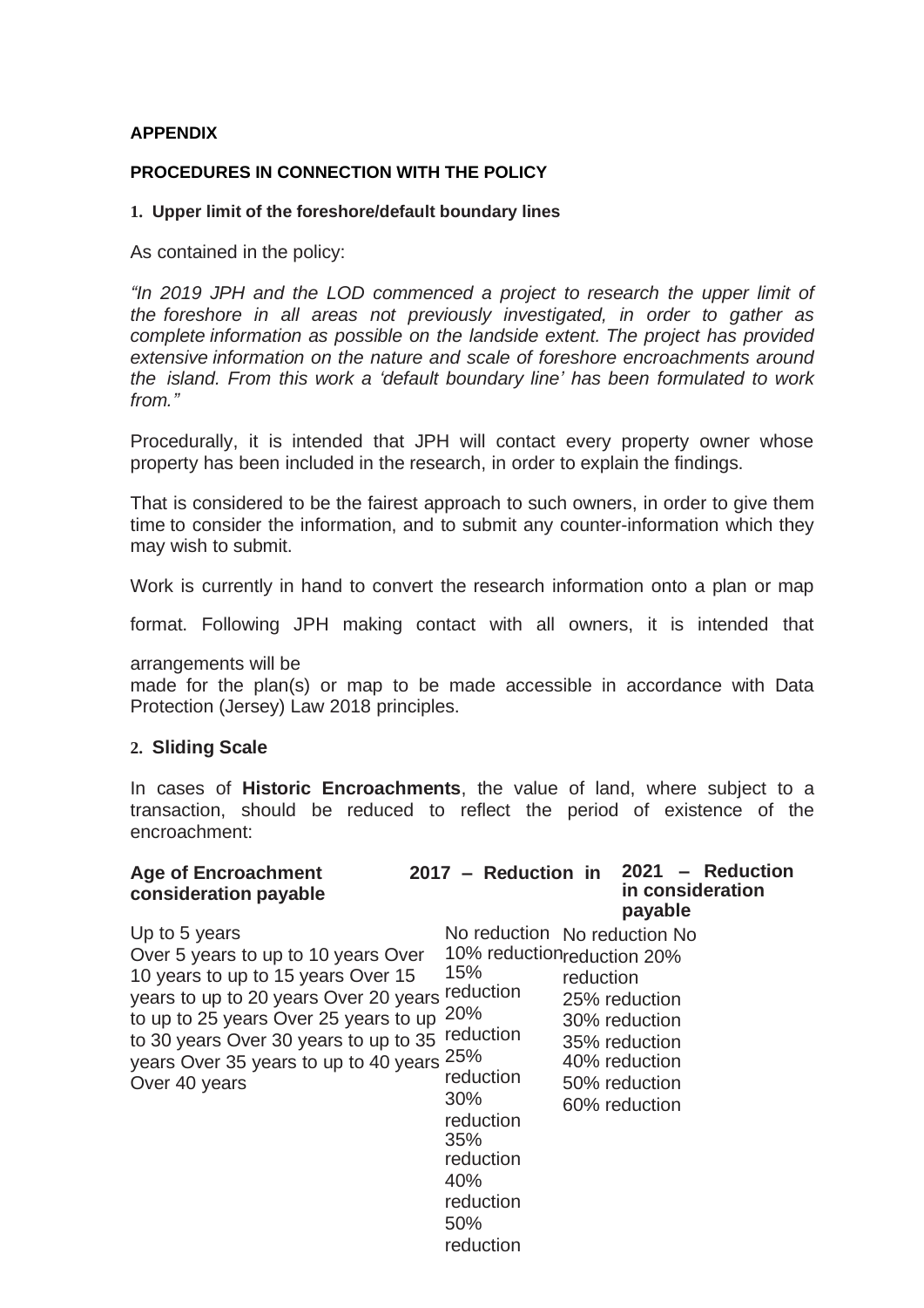**APPENDIX**

**PROCEDURES IN CONNECTION WITH THE POLICY**

**1. Upper limit of the foreshore/default boundary lines**

As contained in the policy:

*"In 2019 JPH and the LOD commenced a project to research the upper limit of the foreshore in all areas not previously investigated, in order to gather as complete information as possible on the landside extent. The project has provided extensive information on the nature and scale of foreshore encroachments around the island. From this work a 'default boundary line' has been formulated to work from."*

Procedurally, it is intended that JPH will contact every property owner whose property has been included in the research, in order to explain the findings.

That is considered to be the fairest approach to such owners, in order to give them time to consider the information, and to submit any counter-information which they may wish to submit.

Work is currently in hand to convert the research information onto a plan or map format. Following JPH making contact with all owners, it is intended that arrangements will be made for the plan(s) or map to be made accessible in accordance with Data Protection (Jersey) Law 2018 principles.

**2. Sliding Scale**

In cases of **Historic Encroachments**, the value of land, where subject to a transaction, should be reduced to reflect the period of existence of the encroachment:

| Age of Encroachment | 2017 – Reduction in consideration payable | 2021 – Reduction in consideration payable |
|---|---|---|
| Up to 5 years | No reduction | No reduction |
| Over 5 years to up to 10 years | 10% reduction | No reduction |
| Over 10 years to up to 15 years | 15% reduction | 20% reduction |
| Over 15 years to up to 20 years | 20% reduction | 25% reduction |
| Over 20 years to up to 25 years | 25% reduction | 30% reduction |
| Over 25 years to up to 30 years | 30% reduction | 35% reduction |
| Over 30 years to up to 35 years | 35% reduction | 40% reduction |
| Over 35 years to up to 40 years | 40% reduction | 50% reduction |
| Over 40 years | 50% reduction | 60% reduction |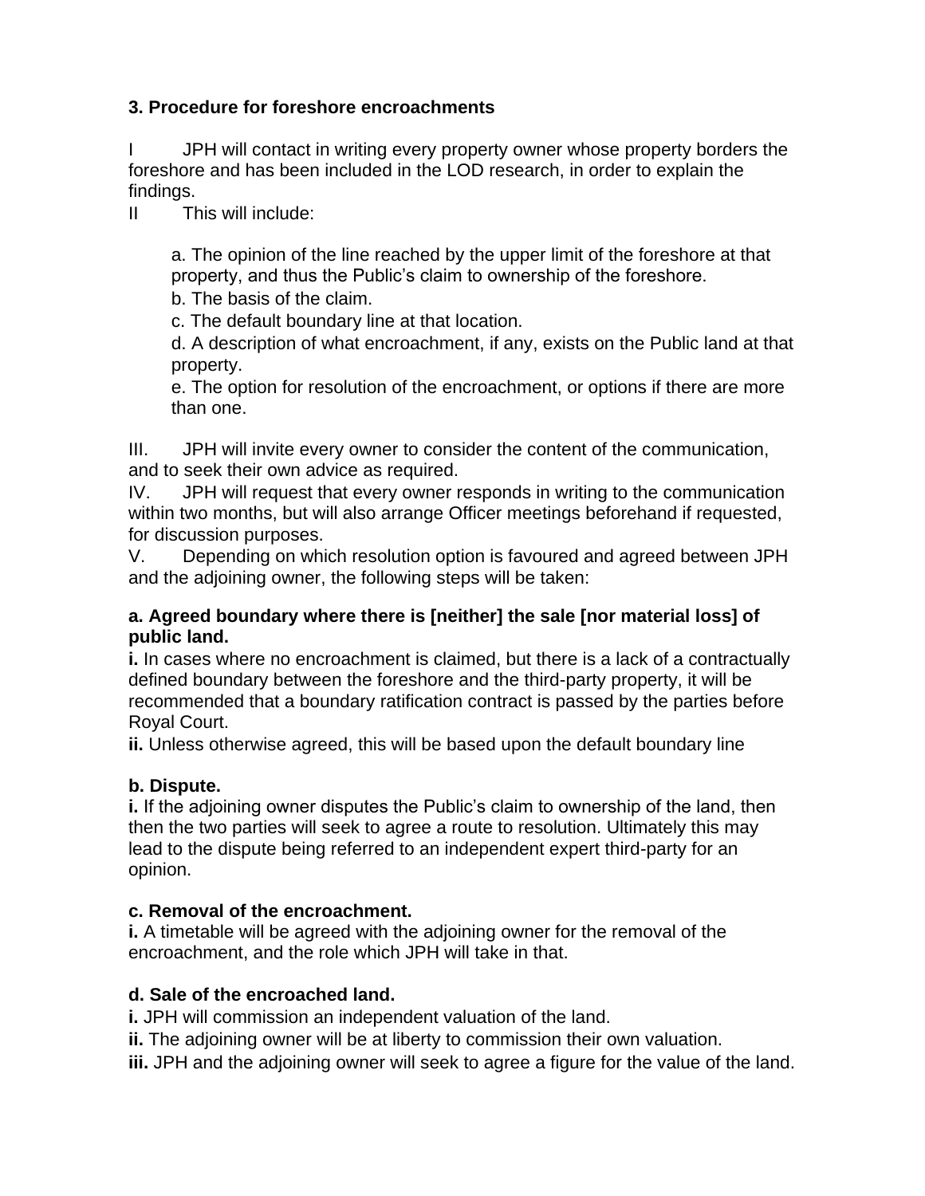### 3. Procedure for foreshore encroachments

I JPH will contact in writing every property owner whose property borders the foreshore and has been included in the LOD research, in order to explain the findings.

II This will include:

> a. The opinion of the line reached by the upper limit of the foreshore at that property, and thus the Public's claim to ownership of the foreshore.
>
> b. The basis of the claim.
>
> c. The default boundary line at that location.
>
> d. A description of what encroachment, if any, exists on the Public land at that property.
>
> e. The option for resolution of the encroachment, or options if there are more than one.

III. JPH will invite every owner to consider the content of the communication, and to seek their own advice as required.

IV. JPH will request that every owner responds in writing to the communication within two months, but will also arrange Officer meetings beforehand if requested, for discussion purposes.

V. Depending on which resolution option is favoured and agreed between JPH and the adjoining owner, the following steps will be taken:

**a. Agreed boundary where there is [neither] the sale [nor material loss] of public land.**

**i.** In cases where no encroachment is claimed, but there is a lack of a contractually defined boundary between the foreshore and the third-party property, it will be recommended that a boundary ratification contract is passed by the parties before Royal Court.

**ii.** Unless otherwise agreed, this will be based upon the default boundary line

**b. Dispute.**

**i.** If the adjoining owner disputes the Public's claim to ownership of the land, then then the two parties will seek to agree a route to resolution. Ultimately this may lead to the dispute being referred to an independent expert third-party for an opinion.

**c. Removal of the encroachment.**

**i.** A timetable will be agreed with the adjoining owner for the removal of the encroachment, and the role which JPH will take in that.

**d. Sale of the encroached land.**

**i.** JPH will commission an independent valuation of the land.

**ii.** The adjoining owner will be at liberty to commission their own valuation.

**iii.** JPH and the adjoining owner will seek to agree a figure for the value of the land.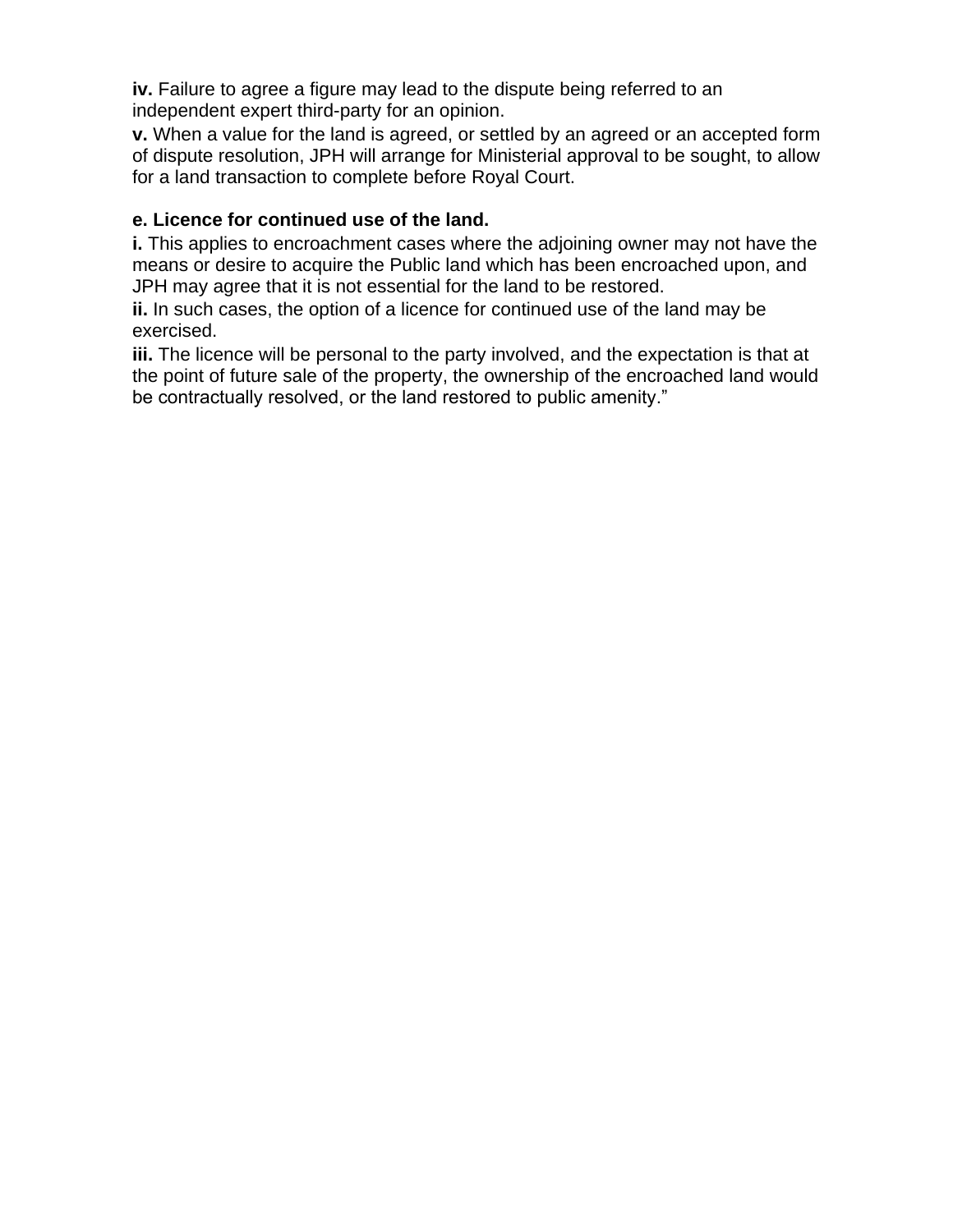**iv.** Failure to agree a figure may lead to the dispute being referred to an independent expert third-party for an opinion.

**v.** When a value for the land is agreed, or settled by an agreed or an accepted form of dispute resolution, JPH will arrange for Ministerial approval to be sought, to allow for a land transaction to complete before Royal Court.

**e. Licence for continued use of the land.**

**i.** This applies to encroachment cases where the adjoining owner may not have the means or desire to acquire the Public land which has been encroached upon, and JPH may agree that it is not essential for the land to be restored.

**ii.** In such cases, the option of a licence for continued use of the land may be exercised.

**iii.** The licence will be personal to the party involved, and the expectation is that at the point of future sale of the property, the ownership of the encroached land would be contractually resolved, or the land restored to public amenity."